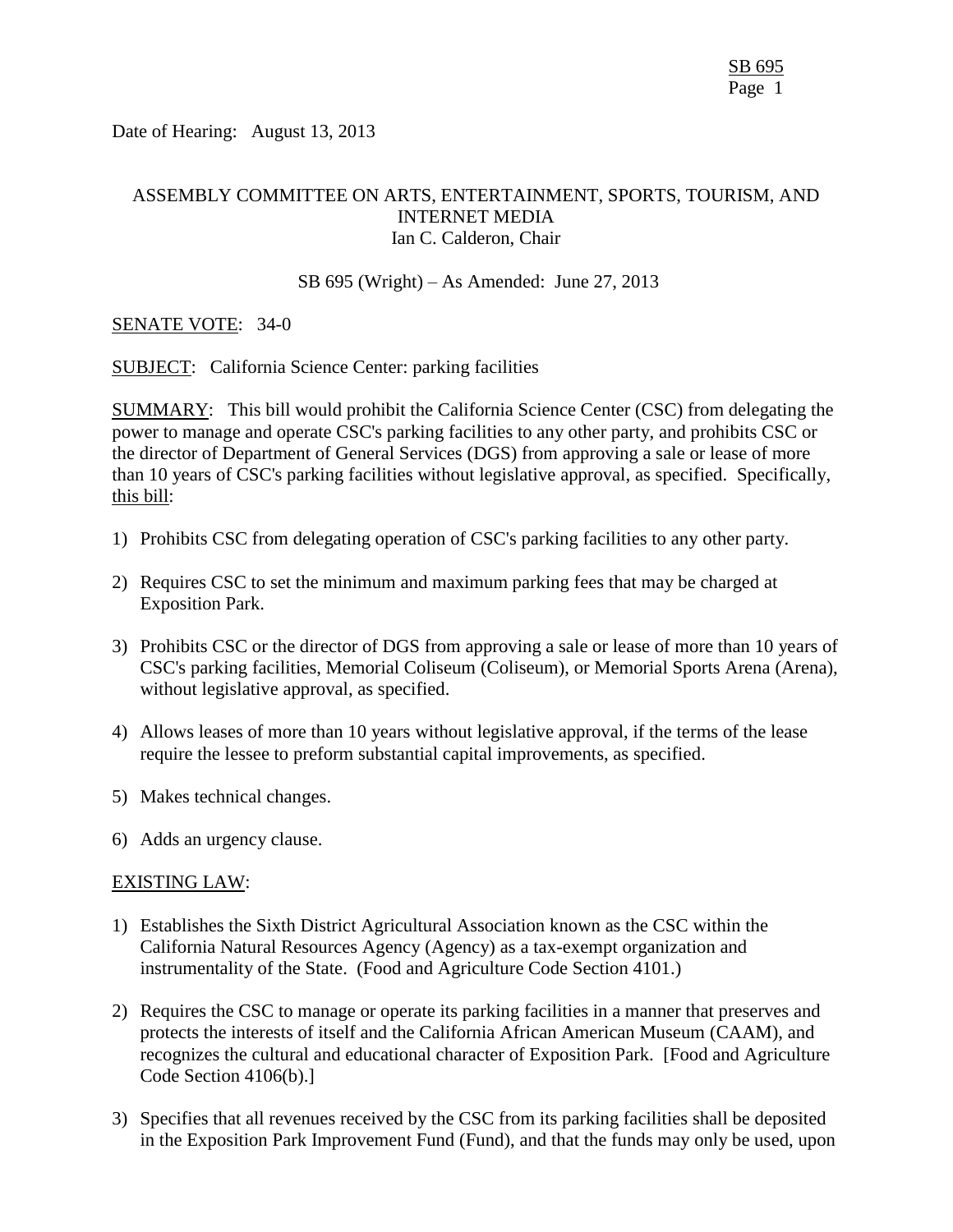Date of Hearing: August 13, 2013

ASSEMBLY COMMITTEE ON ARTS, ENTERTAINMENT, SPORTS, TOURISM, AND INTERNET MEDIA
Ian C. Calderon, Chair

SB 695 (Wright) – As Amended: June 27, 2013

SENATE VOTE: 34-0

SUBJECT: California Science Center: parking facilities

SUMMARY: This bill would prohibit the California Science Center (CSC) from delegating the power to manage and operate CSC's parking facilities to any other party, and prohibits CSC or the director of Department of General Services (DGS) from approving a sale or lease of more than 10 years of CSC's parking facilities without legislative approval, as specified. Specifically, this bill:

1) Prohibits CSC from delegating operation of CSC's parking facilities to any other party.

2) Requires CSC to set the minimum and maximum parking fees that may be charged at Exposition Park.

3) Prohibits CSC or the director of DGS from approving a sale or lease of more than 10 years of CSC's parking facilities, Memorial Coliseum (Coliseum), or Memorial Sports Arena (Arena), without legislative approval, as specified.

4) Allows leases of more than 10 years without legislative approval, if the terms of the lease require the lessee to preform substantial capital improvements, as specified.

5) Makes technical changes.

6) Adds an urgency clause.

EXISTING LAW:

1) Establishes the Sixth District Agricultural Association known as the CSC within the California Natural Resources Agency (Agency) as a tax-exempt organization and instrumentality of the State. (Food and Agriculture Code Section 4101.)

2) Requires the CSC to manage or operate its parking facilities in a manner that preserves and protects the interests of itself and the California African American Museum (CAAM), and recognizes the cultural and educational character of Exposition Park. [Food and Agriculture Code Section 4106(b).]

3) Specifies that all revenues received by the CSC from its parking facilities shall be deposited in the Exposition Park Improvement Fund (Fund), and that the funds may only be used, upon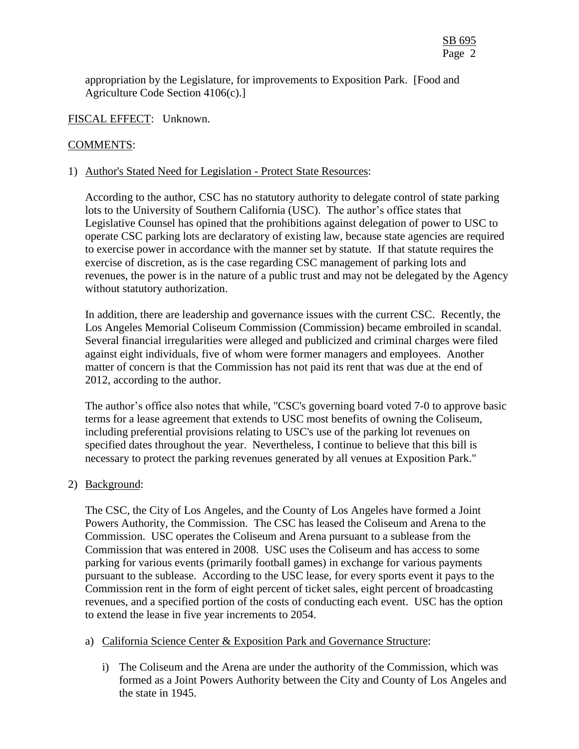appropriation by the Legislature, for improvements to Exposition Park. [Food and Agriculture Code Section 4106(c).]

FISCAL EFFECT: Unknown.

COMMENTS:

1) Author's Stated Need for Legislation - Protect State Resources:

According to the author, CSC has no statutory authority to delegate control of state parking lots to the University of Southern California (USC). The author's office states that Legislative Counsel has opined that the prohibitions against delegation of power to USC to operate CSC parking lots are declaratory of existing law, because state agencies are required to exercise power in accordance with the manner set by statute. If that statute requires the exercise of discretion, as is the case regarding CSC management of parking lots and revenues, the power is in the nature of a public trust and may not be delegated by the Agency without statutory authorization.

In addition, there are leadership and governance issues with the current CSC. Recently, the Los Angeles Memorial Coliseum Commission (Commission) became embroiled in scandal. Several financial irregularities were alleged and publicized and criminal charges were filed against eight individuals, five of whom were former managers and employees. Another matter of concern is that the Commission has not paid its rent that was due at the end of 2012, according to the author.

The author's office also notes that while, "CSC's governing board voted 7-0 to approve basic terms for a lease agreement that extends to USC most benefits of owning the Coliseum, including preferential provisions relating to USC's use of the parking lot revenues on specified dates throughout the year. Nevertheless, I continue to believe that this bill is necessary to protect the parking revenues generated by all venues at Exposition Park."

2) Background:

The CSC, the City of Los Angeles, and the County of Los Angeles have formed a Joint Powers Authority, the Commission. The CSC has leased the Coliseum and Arena to the Commission. USC operates the Coliseum and Arena pursuant to a sublease from the Commission that was entered in 2008. USC uses the Coliseum and has access to some parking for various events (primarily football games) in exchange for various payments pursuant to the sublease. According to the USC lease, for every sports event it pays to the Commission rent in the form of eight percent of ticket sales, eight percent of broadcasting revenues, and a specified portion of the costs of conducting each event. USC has the option to extend the lease in five year increments to 2054.

a) California Science Center & Exposition Park and Governance Structure:

i) The Coliseum and the Arena are under the authority of the Commission, which was formed as a Joint Powers Authority between the City and County of Los Angeles and the state in 1945.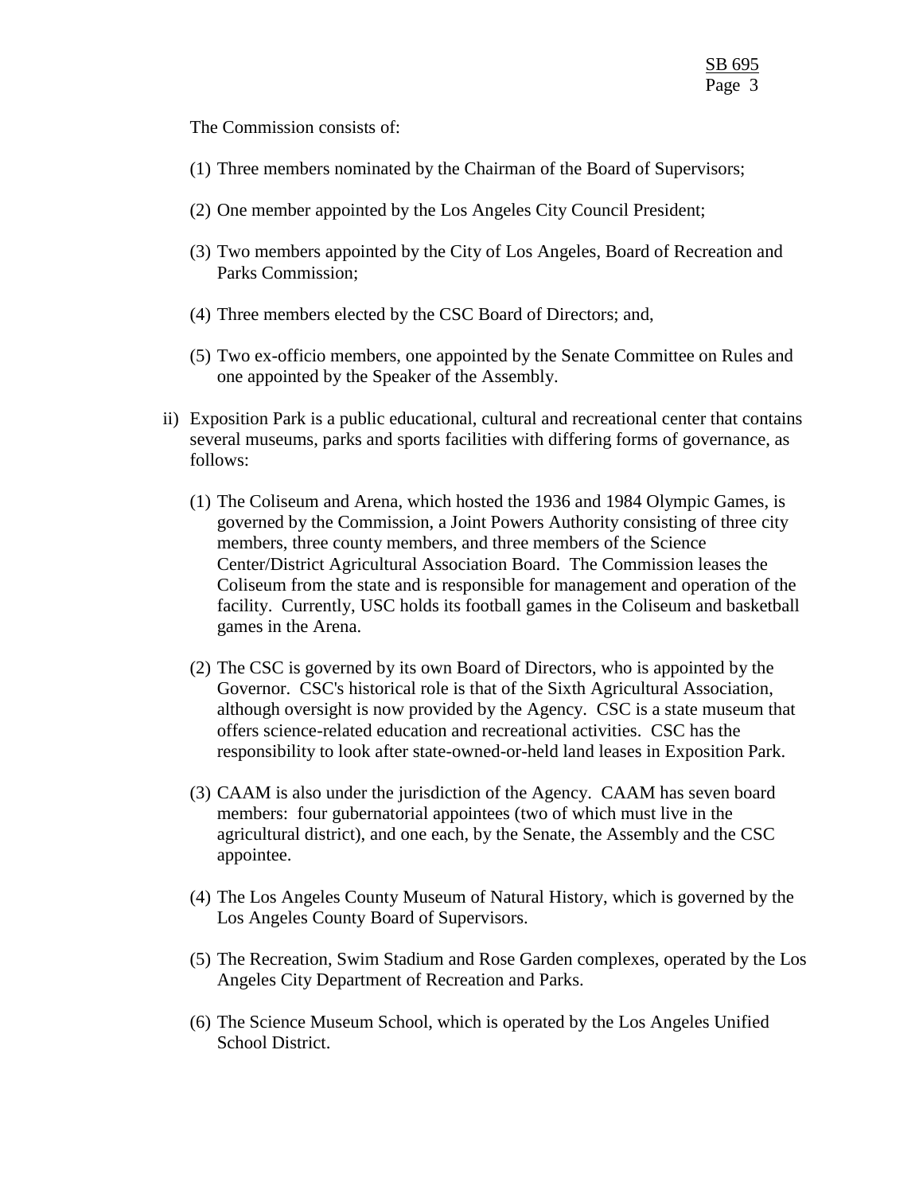The Commission consists of:

(1) Three members nominated by the Chairman of the Board of Supervisors;

(2) One member appointed by the Los Angeles City Council President;

(3) Two members appointed by the City of Los Angeles, Board of Recreation and Parks Commission;

(4) Three members elected by the CSC Board of Directors; and,

(5) Two ex-officio members, one appointed by the Senate Committee on Rules and one appointed by the Speaker of the Assembly.

ii) Exposition Park is a public educational, cultural and recreational center that contains several museums, parks and sports facilities with differing forms of governance, as follows:

(1) The Coliseum and Arena, which hosted the 1936 and 1984 Olympic Games, is governed by the Commission, a Joint Powers Authority consisting of three city members, three county members, and three members of the Science Center/District Agricultural Association Board. The Commission leases the Coliseum from the state and is responsible for management and operation of the facility. Currently, USC holds its football games in the Coliseum and basketball games in the Arena.

(2) The CSC is governed by its own Board of Directors, who is appointed by the Governor. CSC's historical role is that of the Sixth Agricultural Association, although oversight is now provided by the Agency. CSC is a state museum that offers science-related education and recreational activities. CSC has the responsibility to look after state-owned-or-held land leases in Exposition Park.

(3) CAAM is also under the jurisdiction of the Agency. CAAM has seven board members: four gubernatorial appointees (two of which must live in the agricultural district), and one each, by the Senate, the Assembly and the CSC appointee.

(4) The Los Angeles County Museum of Natural History, which is governed by the Los Angeles County Board of Supervisors.

(5) The Recreation, Swim Stadium and Rose Garden complexes, operated by the Los Angeles City Department of Recreation and Parks.

(6) The Science Museum School, which is operated by the Los Angeles Unified School District.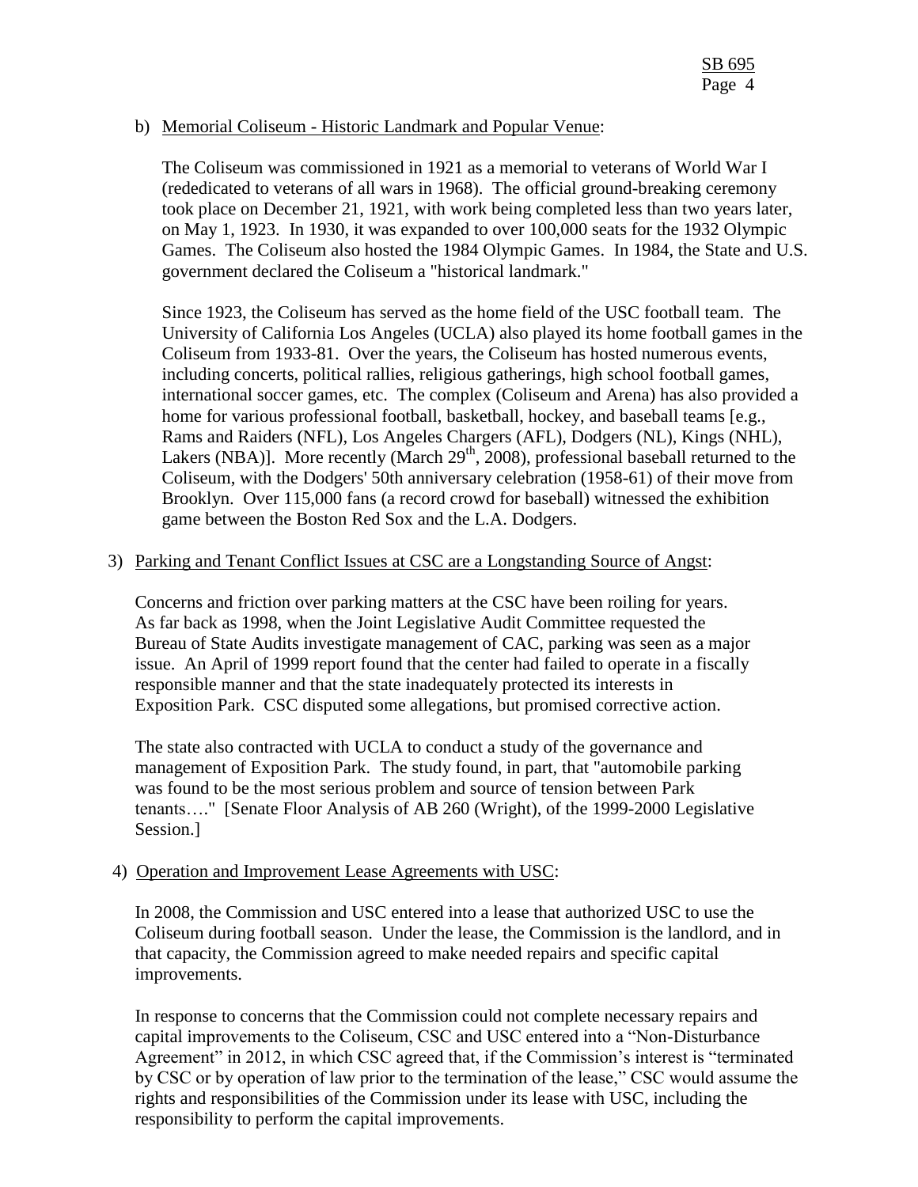b) Memorial Coliseum - Historic Landmark and Popular Venue:

The Coliseum was commissioned in 1921 as a memorial to veterans of World War I (rededicated to veterans of all wars in 1968). The official ground-breaking ceremony took place on December 21, 1921, with work being completed less than two years later, on May 1, 1923. In 1930, it was expanded to over 100,000 seats for the 1932 Olympic Games. The Coliseum also hosted the 1984 Olympic Games. In 1984, the State and U.S. government declared the Coliseum a "historical landmark."

Since 1923, the Coliseum has served as the home field of the USC football team. The University of California Los Angeles (UCLA) also played its home football games in the Coliseum from 1933-81. Over the years, the Coliseum has hosted numerous events, including concerts, political rallies, religious gatherings, high school football games, international soccer games, etc. The complex (Coliseum and Arena) has also provided a home for various professional football, basketball, hockey, and baseball teams [e.g., Rams and Raiders (NFL), Los Angeles Chargers (AFL), Dodgers (NL), Kings (NHL), Lakers (NBA)]. More recently (March 29th, 2008), professional baseball returned to the Coliseum, with the Dodgers' 50th anniversary celebration (1958-61) of their move from Brooklyn. Over 115,000 fans (a record crowd for baseball) witnessed the exhibition game between the Boston Red Sox and the L.A. Dodgers.

3) Parking and Tenant Conflict Issues at CSC are a Longstanding Source of Angst:

Concerns and friction over parking matters at the CSC have been roiling for years. As far back as 1998, when the Joint Legislative Audit Committee requested the Bureau of State Audits investigate management of CAC, parking was seen as a major issue. An April of 1999 report found that the center had failed to operate in a fiscally responsible manner and that the state inadequately protected its interests in Exposition Park. CSC disputed some allegations, but promised corrective action.

The state also contracted with UCLA to conduct a study of the governance and management of Exposition Park. The study found, in part, that "automobile parking was found to be the most serious problem and source of tension between Park tenants…." [Senate Floor Analysis of AB 260 (Wright), of the 1999-2000 Legislative Session.]

4) Operation and Improvement Lease Agreements with USC:

In 2008, the Commission and USC entered into a lease that authorized USC to use the Coliseum during football season. Under the lease, the Commission is the landlord, and in that capacity, the Commission agreed to make needed repairs and specific capital improvements.

In response to concerns that the Commission could not complete necessary repairs and capital improvements to the Coliseum, CSC and USC entered into a "Non-Disturbance Agreement" in 2012, in which CSC agreed that, if the Commission's interest is "terminated by CSC or by operation of law prior to the termination of the lease," CSC would assume the rights and responsibilities of the Commission under its lease with USC, including the responsibility to perform the capital improvements.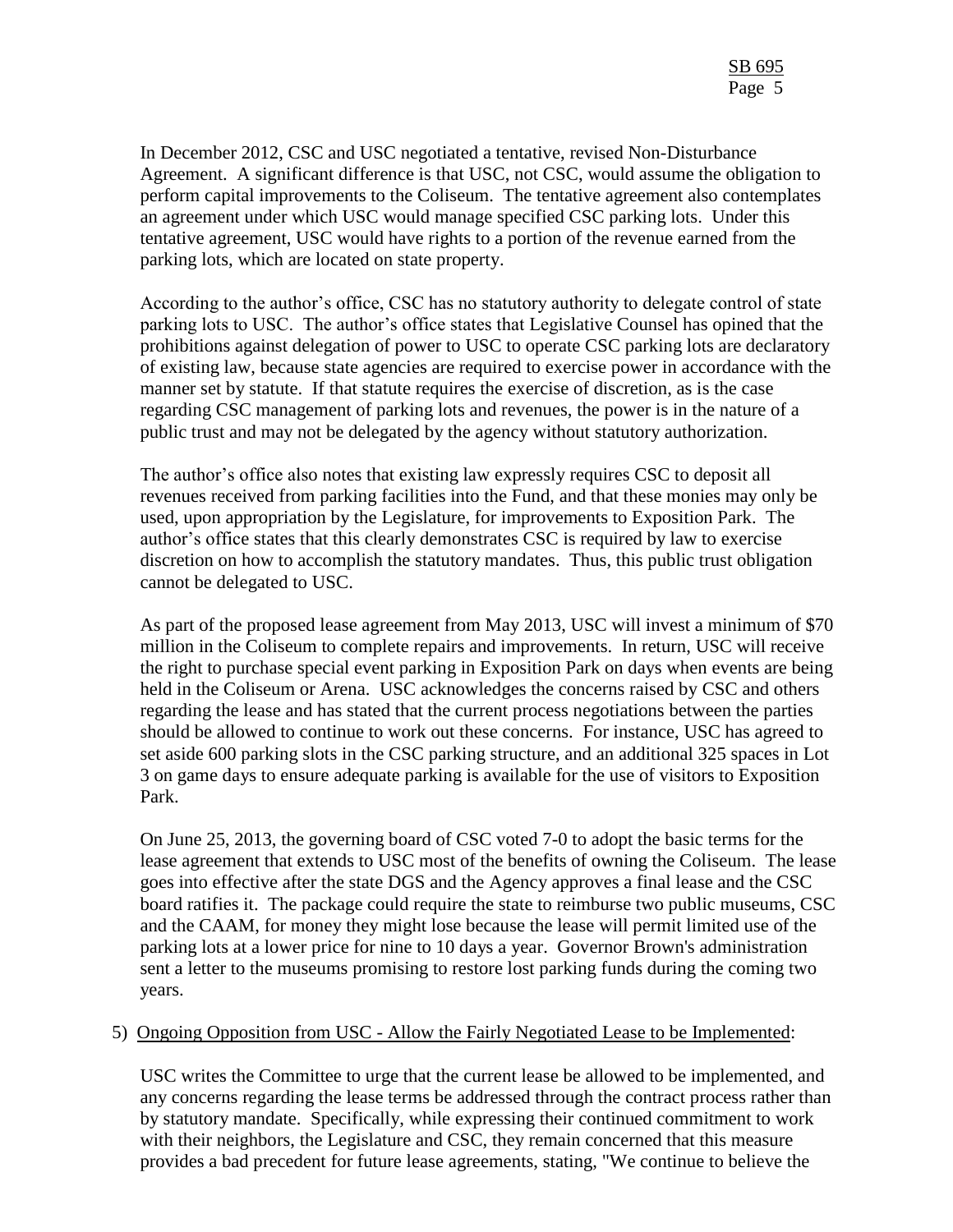In December 2012, CSC and USC negotiated a tentative, revised Non-Disturbance Agreement. A significant difference is that USC, not CSC, would assume the obligation to perform capital improvements to the Coliseum. The tentative agreement also contemplates an agreement under which USC would manage specified CSC parking lots. Under this tentative agreement, USC would have rights to a portion of the revenue earned from the parking lots, which are located on state property.

According to the author's office, CSC has no statutory authority to delegate control of state parking lots to USC. The author's office states that Legislative Counsel has opined that the prohibitions against delegation of power to USC to operate CSC parking lots are declaratory of existing law, because state agencies are required to exercise power in accordance with the manner set by statute. If that statute requires the exercise of discretion, as is the case regarding CSC management of parking lots and revenues, the power is in the nature of a public trust and may not be delegated by the agency without statutory authorization.

The author's office also notes that existing law expressly requires CSC to deposit all revenues received from parking facilities into the Fund, and that these monies may only be used, upon appropriation by the Legislature, for improvements to Exposition Park. The author's office states that this clearly demonstrates CSC is required by law to exercise discretion on how to accomplish the statutory mandates. Thus, this public trust obligation cannot be delegated to USC.

As part of the proposed lease agreement from May 2013, USC will invest a minimum of $70 million in the Coliseum to complete repairs and improvements. In return, USC will receive the right to purchase special event parking in Exposition Park on days when events are being held in the Coliseum or Arena. USC acknowledges the concerns raised by CSC and others regarding the lease and has stated that the current process negotiations between the parties should be allowed to continue to work out these concerns. For instance, USC has agreed to set aside 600 parking slots in the CSC parking structure, and an additional 325 spaces in Lot 3 on game days to ensure adequate parking is available for the use of visitors to Exposition Park.

On June 25, 2013, the governing board of CSC voted 7-0 to adopt the basic terms for the lease agreement that extends to USC most of the benefits of owning the Coliseum. The lease goes into effective after the state DGS and the Agency approves a final lease and the CSC board ratifies it. The package could require the state to reimburse two public museums, CSC and the CAAM, for money they might lose because the lease will permit limited use of the parking lots at a lower price for nine to 10 days a year. Governor Brown's administration sent a letter to the museums promising to restore lost parking funds during the coming two years.

5) Ongoing Opposition from USC - Allow the Fairly Negotiated Lease to be Implemented:

USC writes the Committee to urge that the current lease be allowed to be implemented, and any concerns regarding the lease terms be addressed through the contract process rather than by statutory mandate. Specifically, while expressing their continued commitment to work with their neighbors, the Legislature and CSC, they remain concerned that this measure provides a bad precedent for future lease agreements, stating, "We continue to believe the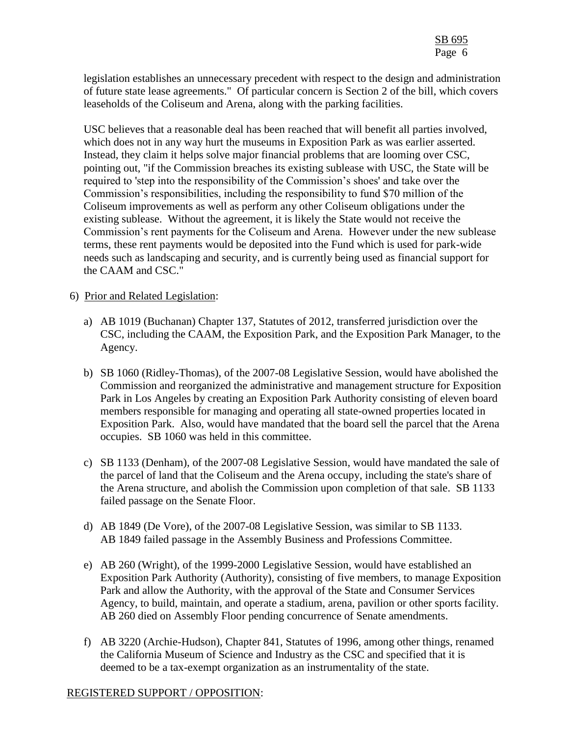legislation establishes an unnecessary precedent with respect to the design and administration of future state lease agreements." Of particular concern is Section 2 of the bill, which covers leaseholds of the Coliseum and Arena, along with the parking facilities.

USC believes that a reasonable deal has been reached that will benefit all parties involved, which does not in any way hurt the museums in Exposition Park as was earlier asserted. Instead, they claim it helps solve major financial problems that are looming over CSC, pointing out, "if the Commission breaches its existing sublease with USC, the State will be required to 'step into the responsibility of the Commission's shoes' and take over the Commission's responsibilities, including the responsibility to fund $70 million of the Coliseum improvements as well as perform any other Coliseum obligations under the existing sublease. Without the agreement, it is likely the State would not receive the Commission's rent payments for the Coliseum and Arena. However under the new sublease terms, these rent payments would be deposited into the Fund which is used for park-wide needs such as landscaping and security, and is currently being used as financial support for the CAAM and CSC."

6) <u>Prior and Related Legislation</u>:

   a) AB 1019 (Buchanan) Chapter 137, Statutes of 2012, transferred jurisdiction over the CSC, including the CAAM, the Exposition Park, and the Exposition Park Manager, to the Agency.

   b) SB 1060 (Ridley-Thomas), of the 2007-08 Legislative Session, would have abolished the Commission and reorganized the administrative and management structure for Exposition Park in Los Angeles by creating an Exposition Park Authority consisting of eleven board members responsible for managing and operating all state-owned properties located in Exposition Park. Also, would have mandated that the board sell the parcel that the Arena occupies. SB 1060 was held in this committee.

   c) SB 1133 (Denham), of the 2007-08 Legislative Session, would have mandated the sale of the parcel of land that the Coliseum and the Arena occupy, including the state's share of the Arena structure, and abolish the Commission upon completion of that sale. SB 1133 failed passage on the Senate Floor.

   d) AB 1849 (De Vore), of the 2007-08 Legislative Session, was similar to SB 1133. AB 1849 failed passage in the Assembly Business and Professions Committee.

   e) AB 260 (Wright), of the 1999-2000 Legislative Session, would have established an Exposition Park Authority (Authority), consisting of five members, to manage Exposition Park and allow the Authority, with the approval of the State and Consumer Services Agency, to build, maintain, and operate a stadium, arena, pavilion or other sports facility. AB 260 died on Assembly Floor pending concurrence of Senate amendments.

   f) AB 3220 (Archie-Hudson), Chapter 841, Statutes of 1996, among other things, renamed the California Museum of Science and Industry as the CSC and specified that it is deemed to be a tax-exempt organization as an instrumentality of the state.

<u>REGISTERED SUPPORT / OPPOSITION</u>: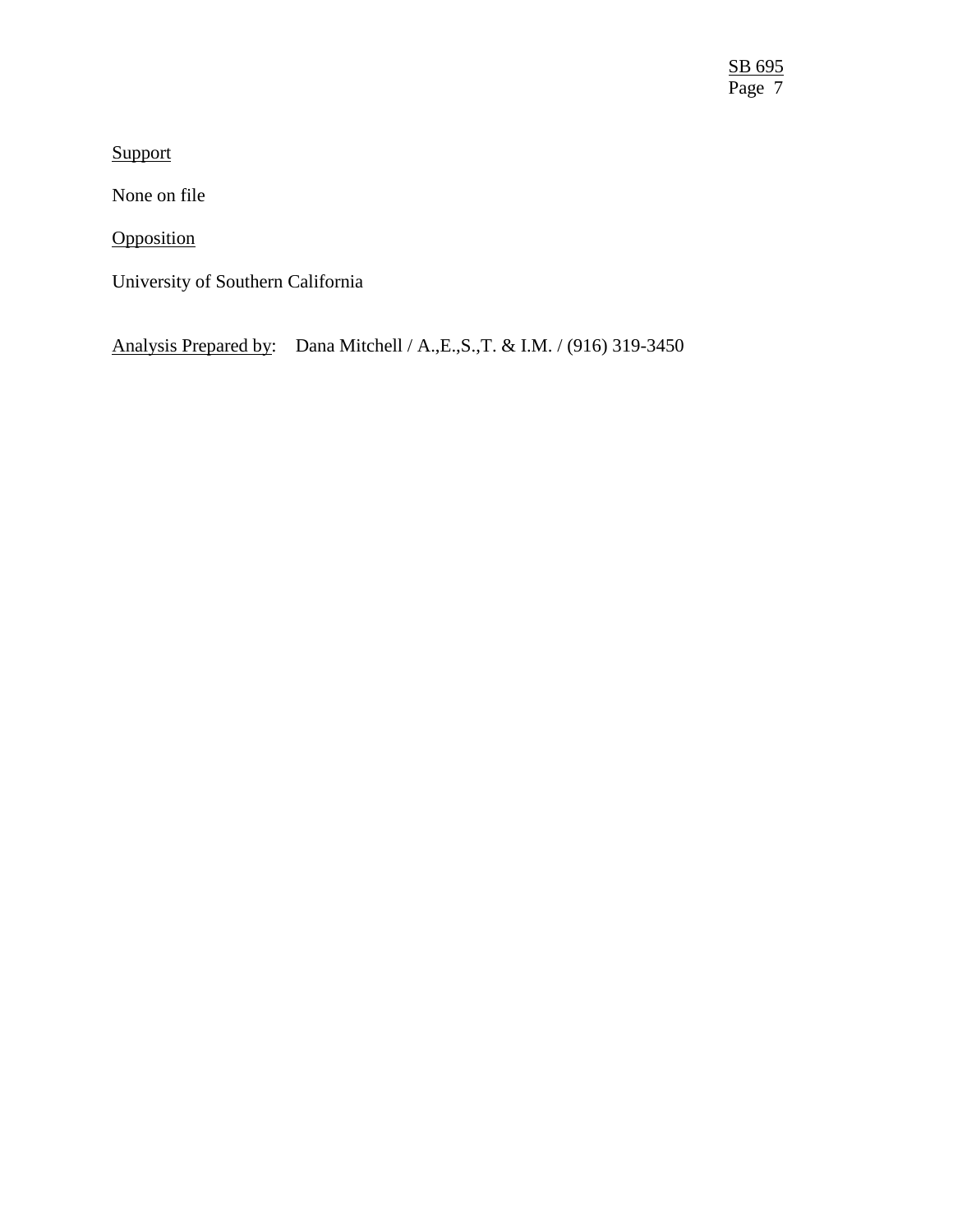Support

None on file

Opposition

University of Southern California

Analysis Prepared by: Dana Mitchell / A.,E.,S.,T. & I.M. / (916) 319-3450